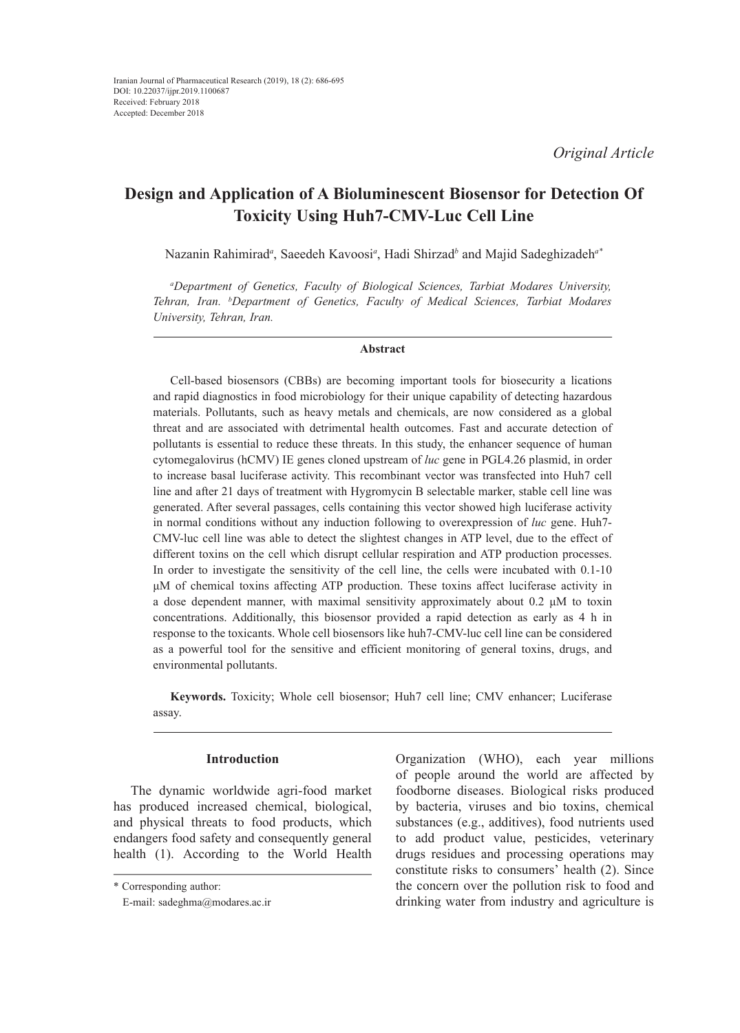Iranian Journal of Pharmaceutical Research (2019), 18 (2): 686-695
DOI: 10.22037/ijpr.2019.1100687
Received: February 2018
Accepted: December 2018

*Original Article*

# Design and Application of A Bioluminescent Biosensor for Detection Of Toxicity Using Huh7-CMV-Luc Cell Line

Nazanin Rahimirad[a], Saeedeh Kavoosi[a], Hadi Shirzad[b] and Majid Sadeghizadeh[a*]

*[a]Department of Genetics, Faculty of Biological Sciences, Tarbiat Modares University, Tehran, Iran. [b]Department of Genetics, Faculty of Medical Sciences, Tarbiat Modares University, Tehran, Iran.*

### Abstract

Cell-based biosensors (CBBs) are becoming important tools for biosecurity a lications and rapid diagnostics in food microbiology for their unique capability of detecting hazardous materials. Pollutants, such as heavy metals and chemicals, are now considered as a global threat and are associated with detrimental health outcomes. Fast and accurate detection of pollutants is essential to reduce these threats. In this study, the enhancer sequence of human cytomegalovirus (hCMV) IE genes cloned upstream of *luc* gene in PGL4.26 plasmid, in order to increase basal luciferase activity. This recombinant vector was transfected into Huh7 cell line and after 21 days of treatment with Hygromycin B selectable marker, stable cell line was generated. After several passages, cells containing this vector showed high luciferase activity in normal conditions without any induction following to overexpression of *luc* gene. Huh7-CMV-luc cell line was able to detect the slightest changes in ATP level, due to the effect of different toxins on the cell which disrupt cellular respiration and ATP production processes. In order to investigate the sensitivity of the cell line, the cells were incubated with 0.1-10 μM of chemical toxins affecting ATP production. These toxins affect luciferase activity in a dose dependent manner, with maximal sensitivity approximately about 0.2 μM to toxin concentrations. Additionally, this biosensor provided a rapid detection as early as 4 h in response to the toxicants. Whole cell biosensors like huh7-CMV-luc cell line can be considered as a powerful tool for the sensitive and efficient monitoring of general toxins, drugs, and environmental pollutants.

**Keywords.** Toxicity; Whole cell biosensor; Huh7 cell line; CMV enhancer; Luciferase assay.

## Introduction

The dynamic worldwide agri-food market has produced increased chemical, biological, and physical threats to food products, which endangers food safety and consequently general health (1). According to the World Health Organization (WHO), each year millions of people around the world are affected by foodborne diseases. Biological risks produced by bacteria, viruses and bio toxins, chemical substances (e.g., additives), food nutrients used to add product value, pesticides, veterinary drugs residues and processing operations may constitute risks to consumers' health (2). Since the concern over the pollution risk to food and drinking water from industry and agriculture is

\* Corresponding author:
E-mail: sadeghma@modares.ac.ir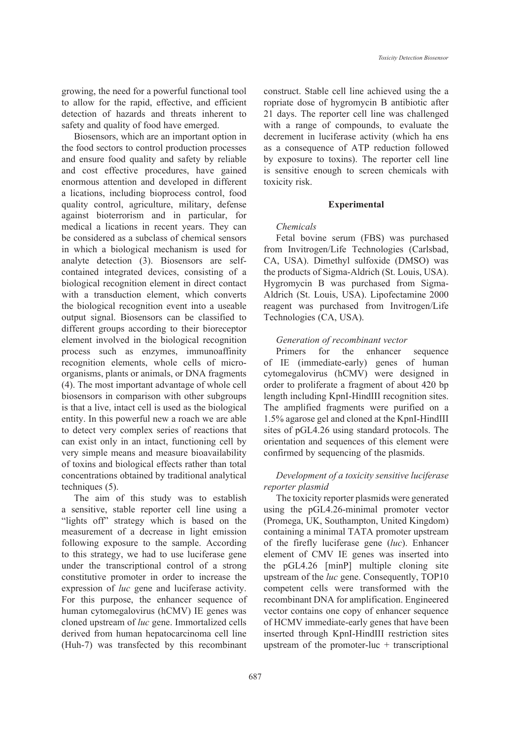growing, the need for a powerful functional tool to allow for the rapid, effective, and efficient detection of hazards and threats inherent to safety and quality of food have emerged.

Biosensors, which are an important option in the food sectors to control production processes and ensure food quality and safety by reliable and cost effective procedures, have gained enormous attention and developed in different a lications, including bioprocess control, food quality control, agriculture, military, defense against bioterrorism and in particular, for medical a lications in recent years. They can be considered as a subclass of chemical sensors in which a biological mechanism is used for analyte detection (3). Biosensors are self-contained integrated devices, consisting of a biological recognition element in direct contact with a transduction element, which converts the biological recognition event into a useable output signal. Biosensors can be classified to different groups according to their bioreceptor element involved in the biological recognition process such as enzymes, immunoaffinity recognition elements, whole cells of micro-organisms, plants or animals, or DNA fragments (4). The most important advantage of whole cell biosensors in comparison with other subgroups is that a live, intact cell is used as the biological entity. In this powerful new a roach we are able to detect very complex series of reactions that can exist only in an intact, functioning cell by very simple means and measure bioavailability of toxins and biological effects rather than total concentrations obtained by traditional analytical techniques (5).

The aim of this study was to establish a sensitive, stable reporter cell line using a "lights off" strategy which is based on the measurement of a decrease in light emission following exposure to the sample. According to this strategy, we had to use luciferase gene under the transcriptional control of a strong constitutive promoter in order to increase the expression of *luc* gene and luciferase activity. For this purpose, the enhancer sequence of human cytomegalovirus (hCMV) IE genes was cloned upstream of *luc* gene. Immortalized cells derived from human hepatocarcinoma cell line (Huh-7) was transfected by this recombinant construct. Stable cell line achieved using the a ropriate dose of hygromycin B antibiotic after 21 days. The reporter cell line was challenged with a range of compounds, to evaluate the decrement in luciferase activity (which ha ens as a consequence of ATP reduction followed by exposure to toxins). The reporter cell line is sensitive enough to screen chemicals with toxicity risk.

## Experimental

### *Chemicals*

Fetal bovine serum (FBS) was purchased from Invitrogen/Life Technologies (Carlsbad, CA, USA). Dimethyl sulfoxide (DMSO) was the products of Sigma-Aldrich (St. Louis, USA). Hygromycin B was purchased from Sigma-Aldrich (St. Louis, USA). Lipofectamine 2000 reagent was purchased from Invitrogen/Life Technologies (CA, USA).

### *Generation of recombinant vector*

Primers for the enhancer sequence of IE (immediate-early) genes of human cytomegalovirus (hCMV) were designed in order to proliferate a fragment of about 420 bp length including KpnI-HindIII recognition sites. The amplified fragments were purified on a 1.5% agarose gel and cloned at the KpnI-HindIII sites of pGL4.26 using standard protocols. The orientation and sequences of this element were confirmed by sequencing of the plasmids.

### *Development of a toxicity sensitive luciferase reporter plasmid*

The toxicity reporter plasmids were generated using the pGL4.26-minimal promoter vector (Promega, UK, Southampton, United Kingdom) containing a minimal TATA promoter upstream of the firefly luciferase gene (*luc*). Enhancer element of CMV IE genes was inserted into the pGL4.26 [minP] multiple cloning site upstream of the *luc* gene. Consequently, TOP10 competent cells were transformed with the recombinant DNA for amplification. Engineered vector contains one copy of enhancer sequence of HCMV immediate-early genes that have been inserted through KpnI-HindIII restriction sites upstream of the promoter-luc + transcriptional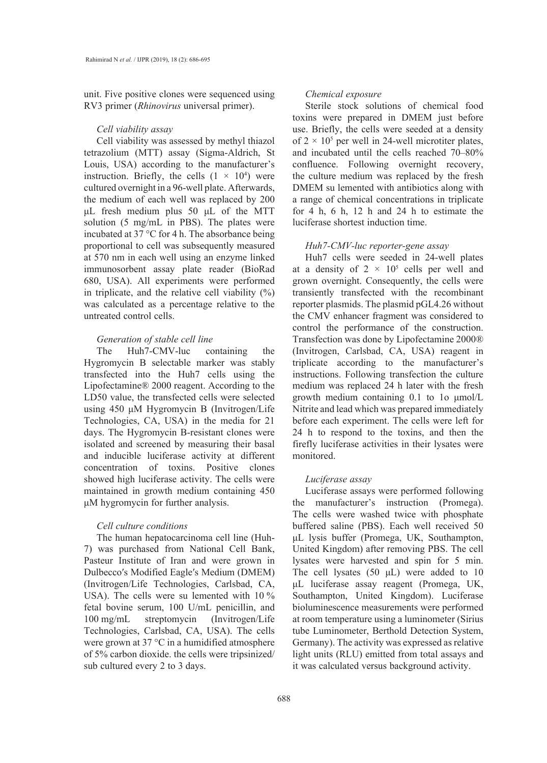unit. Five positive clones were sequenced using RV3 primer (*Rhinovirus* universal primer).

### *Cell viability assay*

Cell viability was assessed by methyl thiazol tetrazolium (MTT) assay (Sigma-Aldrich, St Louis, USA) according to the manufacturer's instruction. Briefly, the cells ($1 \times 10^4$) were cultured overnight in a 96-well plate. Afterwards, the medium of each well was replaced by 200 μL fresh medium plus 50 μL of the MTT solution (5 mg/mL in PBS). The plates were incubated at 37 °C for 4 h. The absorbance being proportional to cell was subsequently measured at 570 nm in each well using an enzyme linked immunosorbent assay plate reader (BioRad 680, USA). All experiments were performed in triplicate, and the relative cell viability (%) was calculated as a percentage relative to the untreated control cells.

### *Generation of stable cell line*

The Huh7-CMV-luc containing the Hygromycin B selectable marker was stably transfected into the Huh7 cells using the Lipofectamine® 2000 reagent. According to the LD50 value, the transfected cells were selected using 450 μM Hygromycin B (Invitrogen/Life Technologies, CA, USA) in the media for 21 days. The Hygromycin B-resistant clones were isolated and screened by measuring their basal and inducible luciferase activity at different concentration of toxins. Positive clones showed high luciferase activity. The cells were maintained in growth medium containing 450 μM hygromycin for further analysis.

### *Cell culture conditions*

The human hepatocarcinoma cell line (Huh-7) was purchased from National Cell Bank, Pasteur Institute of Iran and were grown in Dulbecco′s Modified Eagle′s Medium (DMEM) (Invitrogen/Life Technologies, Carlsbad, CA, USA). The cells were su lemented with 10 % fetal bovine serum, 100 U/mL penicillin, and 100 mg/mL streptomycin (Invitrogen/Life Technologies, Carlsbad, CA, USA). The cells were grown at 37 °C in a humidified atmosphere of 5% carbon dioxide. the cells were tripsinized/sub cultured every 2 to 3 days.

### *Chemical exposure*

Sterile stock solutions of chemical food toxins were prepared in DMEM just before use. Briefly, the cells were seeded at a density of $2 \times 10^5$ per well in 24-well microtiter plates, and incubated until the cells reached 70–80% confluence. Following overnight recovery, the culture medium was replaced by the fresh DMEM su lemented with antibiotics along with a range of chemical concentrations in triplicate for 4 h, 6 h, 12 h and 24 h to estimate the luciferase shortest induction time.

### *Huh7-CMV-luc reporter-gene assay*

Huh7 cells were seeded in 24-well plates at a density of $2 \times 10^5$ cells per well and grown overnight. Consequently, the cells were transiently transfected with the recombinant reporter plasmids. The plasmid pGL4.26 without the CMV enhancer fragment was considered to control the performance of the construction. Transfection was done by Lipofectamine 2000® (Invitrogen, Carlsbad, CA, USA) reagent in triplicate according to the manufacturer's instructions. Following transfection the culture medium was replaced 24 h later with the fresh growth medium containing 0.1 to 1o μmol/L Nitrite and lead which was prepared immediately before each experiment. The cells were left for 24 h to respond to the toxins, and then the firefly luciferase activities in their lysates were monitored.

### *Luciferase assay*

Luciferase assays were performed following the manufacturer's instruction (Promega). The cells were washed twice with phosphate buffered saline (PBS). Each well received 50 μL lysis buffer (Promega, UK, Southampton, United Kingdom) after removing PBS. The cell lysates were harvested and spin for 5 min. The cell lysates (50 μL) were added to 10 μL luciferase assay reagent (Promega, UK, Southampton, United Kingdom). Luciferase bioluminescence measurements were performed at room temperature using a luminometer (Sirius tube Luminometer, Berthold Detection System, Germany). The activity was expressed as relative light units (RLU) emitted from total assays and it was calculated versus background activity.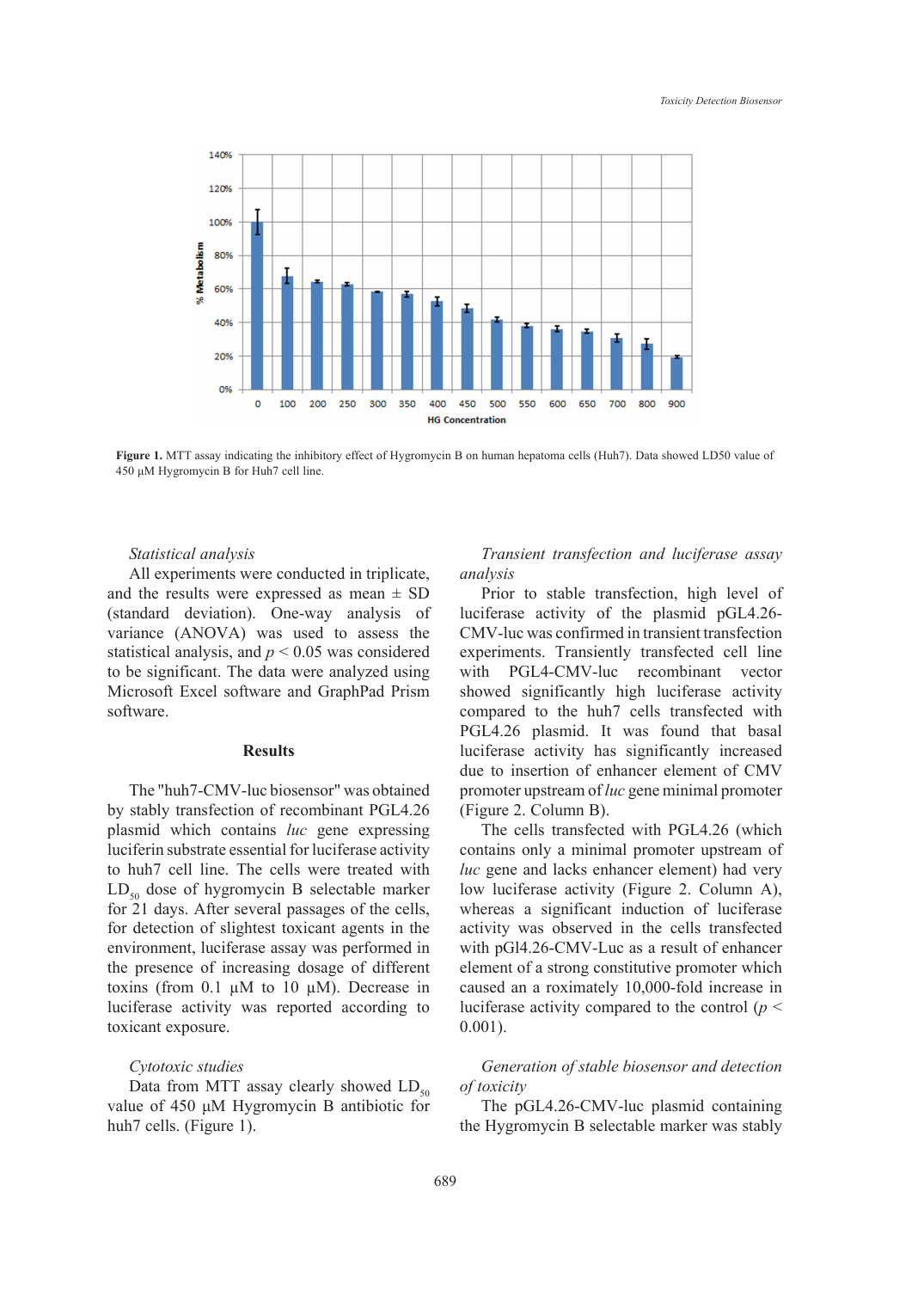140%
120%
100%
80%
60%
40%
20%
0%

% Metabolism

0 100 200 250 300 350 400 450 500 550 600 650 700 800 900

HG Concentration

**Figure 1.** MTT assay indicating the inhibitory effect of Hygromycin B on human hepatoma cells (Huh7). Data showed LD50 value of 450 µM Hygromycin B for Huh7 cell line.

*Statistical analysis*

All experiments were conducted in triplicate, and the results were expressed as mean ± SD (standard deviation). One-way analysis of variance (ANOVA) was used to assess the statistical analysis, and $p < 0.05$ was considered to be significant. The data were analyzed using Microsoft Excel software and GraphPad Prism software.

## Results

The "huh7-CMV-luc biosensor" was obtained by stably transfection of recombinant PGL4.26 plasmid which contains *luc* gene expressing luciferin substrate essential for luciferase activity to huh7 cell line. The cells were treated with $LD_{50}$ dose of hygromycin B selectable marker for 21 days. After several passages of the cells, for detection of slightest toxicant agents in the environment, luciferase assay was performed in the presence of increasing dosage of different toxins (from 0.1 µM to 10 µM). Decrease in luciferase activity was reported according to toxicant exposure.

*Cytotoxic studies*

Data from MTT assay clearly showed $LD_{50}$ value of 450 µM Hygromycin B antibiotic for huh7 cells. (Figure 1).

*Transient transfection and luciferase assay analysis*

Prior to stable transfection, high level of luciferase activity of the plasmid pGL4.26-CMV-luc was confirmed in transient transfection experiments. Transiently transfected cell line with PGL4-CMV-luc recombinant vector showed significantly high luciferase activity compared to the huh7 cells transfected with PGL4.26 plasmid. It was found that basal luciferase activity has significantly increased due to insertion of enhancer element of CMV promoter upstream of *luc* gene minimal promoter (Figure 2. Column B).

The cells transfected with PGL4.26 (which contains only a minimal promoter upstream of *luc* gene and lacks enhancer element) had very low luciferase activity (Figure 2. Column A), whereas a significant induction of luciferase activity was observed in the cells transfected with pGl4.26-CMV-Luc as a result of enhancer element of a strong constitutive promoter which caused an a roximately 10,000-fold increase in luciferase activity compared to the control ($p < 0.001$).

*Generation of stable biosensor and detection of toxicity*

The pGL4.26-CMV-luc plasmid containing the Hygromycin B selectable marker was stably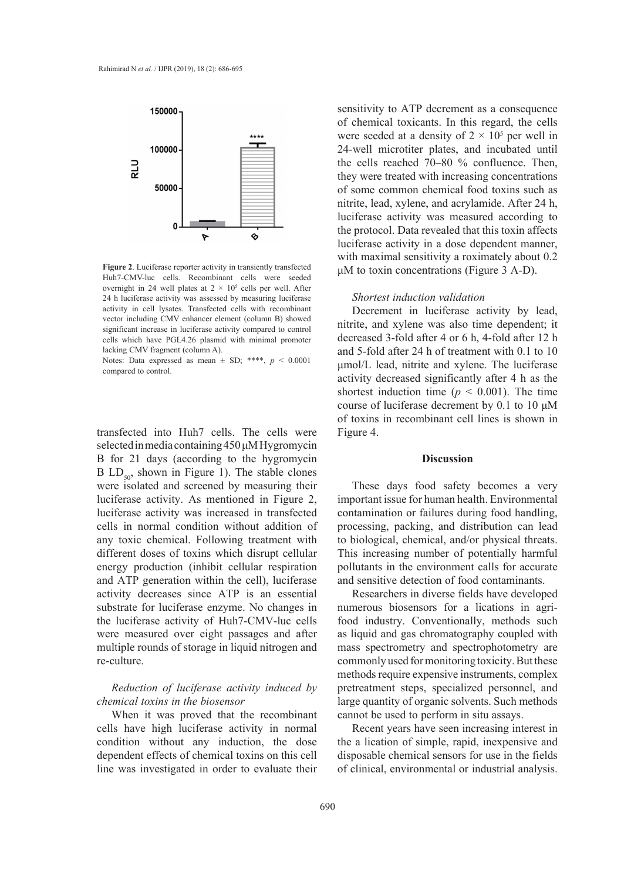150000

100000

50000

0

RLU

A

B

****

**Figure 2**. Luciferase reporter activity in transiently transfected Huh7-CMV-luc cells. Recombinant cells were seeded overnight in 24 well plates at $2 \times 10^5$ cells per well. After 24 h luciferase activity was assessed by measuring luciferase activity in cell lysates. Transfected cells with recombinant vector including CMV enhancer element (column B) showed significant increase in luciferase activity compared to control cells which have PGL4.26 plasmid with minimal promoter lacking CMV fragment (column A).

Notes: Data expressed as mean ± SD; ****, $p < 0.0001$ compared to control.

transfected into Huh7 cells. The cells were selected in media containing 450 µM Hygromycin B for 21 days (according to the hygromycin B $LD_{50}$, shown in Figure 1). The stable clones were isolated and screened by measuring their luciferase activity. As mentioned in Figure 2, luciferase activity was increased in transfected cells in normal condition without addition of any toxic chemical. Following treatment with different doses of toxins which disrupt cellular energy production (inhibit cellular respiration and ATP generation within the cell), luciferase activity decreases since ATP is an essential substrate for luciferase enzyme. No changes in the luciferase activity of Huh7-CMV-luc cells were measured over eight passages and after multiple rounds of storage in liquid nitrogen and re-culture.

*Reduction of luciferase activity induced by chemical toxins in the biosensor*

When it was proved that the recombinant cells have high luciferase activity in normal condition without any induction, the dose dependent effects of chemical toxins on this cell line was investigated in order to evaluate their sensitivity to ATP decrement as a consequence of chemical toxicants. In this regard, the cells were seeded at a density of $2 \times 10^5$ per well in 24-well microtiter plates, and incubated until the cells reached 70–80 % confluence. Then, they were treated with increasing concentrations of some common chemical food toxins such as nitrite, lead, xylene, and acrylamide. After 24 h, luciferase activity was measured according to the protocol. Data revealed that this toxin affects luciferase activity in a dose dependent manner, with maximal sensitivity a roximately about 0.2 µM to toxin concentrations (Figure 3 A-D).

*Shortest induction validation*

Decrement in luciferase activity by lead, nitrite, and xylene was also time dependent; it decreased 3-fold after 4 or 6 h, 4-fold after 12 h and 5-fold after 24 h of treatment with 0.1 to 10 µmol/L lead, nitrite and xylene. The luciferase activity decreased significantly after 4 h as the shortest induction time ($p < 0.001$). The time course of luciferase decrement by 0.1 to 10 µM of toxins in recombinant cell lines is shown in Figure 4.

## Discussion

These days food safety becomes a very important issue for human health. Environmental contamination or failures during food handling, processing, packing, and distribution can lead to biological, chemical, and/or physical threats. This increasing number of potentially harmful pollutants in the environment calls for accurate and sensitive detection of food contaminants.

Researchers in diverse fields have developed numerous biosensors for a lications in agri-food industry. Conventionally, methods such as liquid and gas chromatography coupled with mass spectrometry and spectrophotometry are commonly used for monitoring toxicity. But these methods require expensive instruments, complex pretreatment steps, specialized personnel, and large quantity of organic solvents. Such methods cannot be used to perform in situ assays.

Recent years have seen increasing interest in the a lication of simple, rapid, inexpensive and disposable chemical sensors for use in the fields of clinical, environmental or industrial analysis.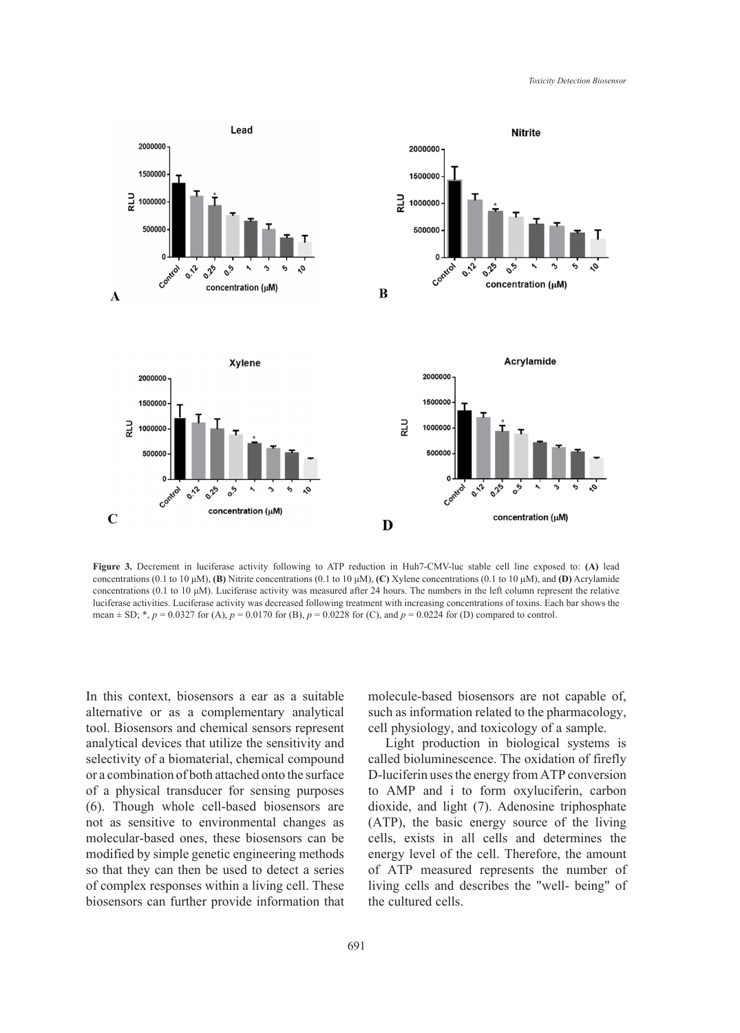Lead

2000000
1500000
1000000
500000
0

RLU

Control 0.12 0.25 0.5 1 3 5 10

concentration (μM)

A

Nitrite

2000000
1500000
1000000
500000
0

RLU

Control 0.12 0.25 0.5 1 3 5 10

concentration (μM)

B

Xylene

2000000
1500000
1000000
500000
0

RLU

Control 0.12 0.25 0.5 1 3 5 10

concentration (μM)

C

Acrylamide

2000000
1500000
1000000
500000
0

RLU

Control 0.12 0.25 0.5 1 3 5 10

concentration (μM)

D

**Figure 3.** Decrement in luciferase activity following to ATP reduction in Huh7-CMV-luc stable cell line exposed to: **(A)** lead concentrations (0.1 to 10 μM), **(B)** Nitrite concentrations (0.1 to 10 μM), **(C)** Xylene concentrations (0.1 to 10 μM), and **(D)** Acrylamide concentrations (0.1 to 10 μM). Luciferase activity was measured after 24 hours. The numbers in the left column represent the relative luciferase activities. Luciferase activity was decreased following treatment with increasing concentrations of toxins. Each bar shows the mean ± SD; *, $p = 0.0327$ for (A), $p = 0.0170$ for (B), $p = 0.0228$ for (C), and $p = 0.0224$ for (D) compared to control.

In this context, biosensors a ear as a suitable alternative or as a complementary analytical tool. Biosensors and chemical sensors represent analytical devices that utilize the sensitivity and selectivity of a biomaterial, chemical compound or a combination of both attached onto the surface of a physical transducer for sensing purposes (6). Though whole cell-based biosensors are not as sensitive to environmental changes as molecular-based ones, these biosensors can be modified by simple genetic engineering methods so that they can then be used to detect a series of complex responses within a living cell. These biosensors can further provide information that molecule-based biosensors are not capable of, such as information related to the pharmacology, cell physiology, and toxicology of a sample.

Light production in biological systems is called bioluminescence. The oxidation of firefly D-luciferin uses the energy from ATP conversion to AMP and i to form oxyluciferin, carbon dioxide, and light (7). Adenosine triphosphate (ATP), the basic energy source of the living cells, exists in all cells and determines the energy level of the cell. Therefore, the amount of ATP measured represents the number of living cells and describes the "well- being" of the cultured cells.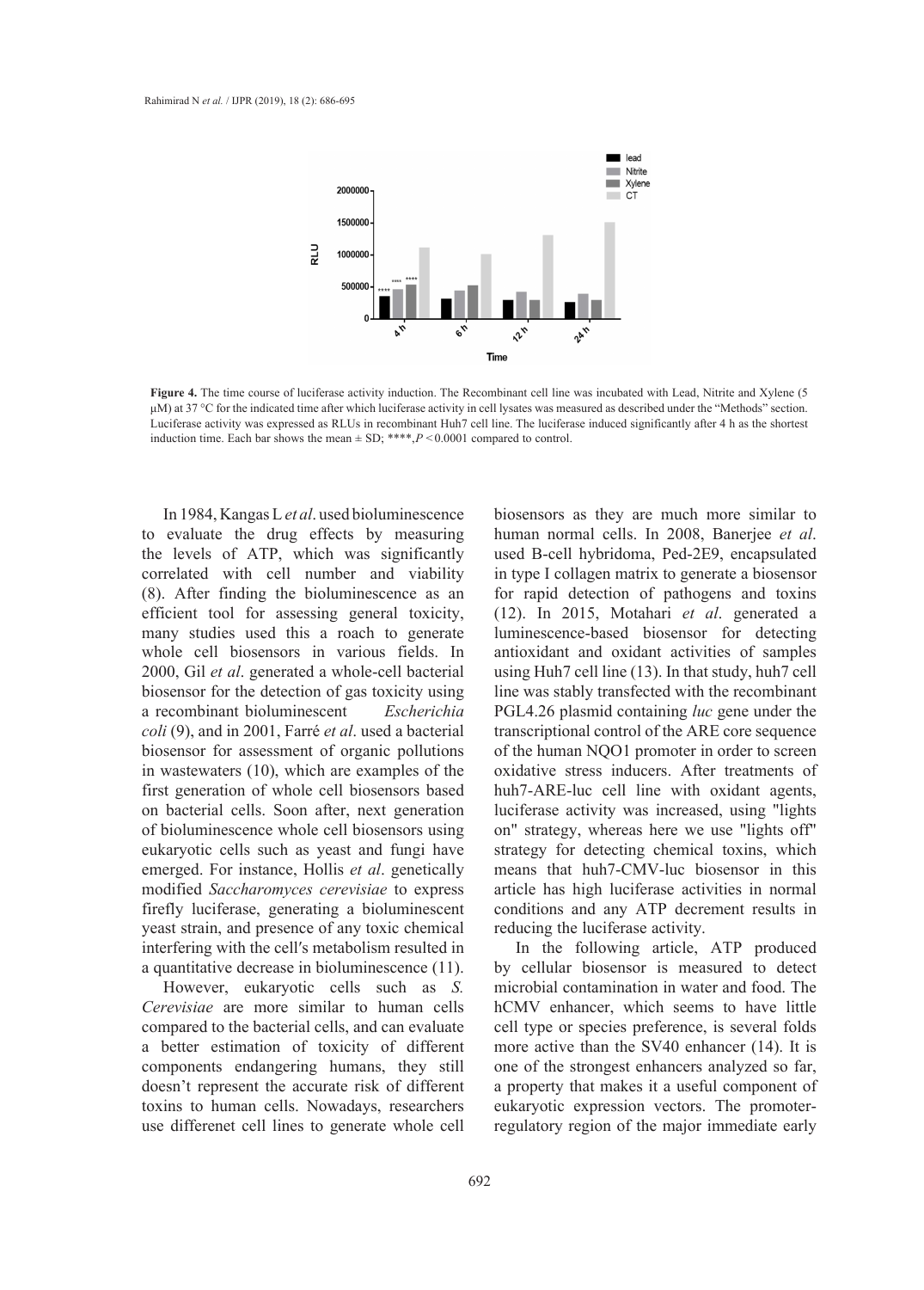lead
Nitrite
Xylene
CT

2000000
1500000
1000000
500000
0

RLU

\*\*\*\*
\*\*\*\*
\*\*\*\*

4 h
6 h
12 h
24 h

Time

**Figure 4.** The time course of luciferase activity induction. The Recombinant cell line was incubated with Lead, Nitrite and Xylene (5 μM) at 37 °C for the indicated time after which luciferase activity in cell lysates was measured as described under the "Methods" section. Luciferase activity was expressed as RLUs in recombinant Huh7 cell line. The luciferase induced significantly after 4 h as the shortest induction time. Each bar shows the mean ± SD; \*\*\*\*, $P < 0.0001$ compared to control.

In 1984, Kangas L *et al*. used bioluminescence to evaluate the drug effects by measuring the levels of ATP, which was significantly correlated with cell number and viability (8). After finding the bioluminescence as an efficient tool for assessing general toxicity, many studies used this a roach to generate whole cell biosensors in various fields. In 2000, Gil *et al*. generated a whole-cell bacterial biosensor for the detection of gas toxicity using a recombinant bioluminescent *Escherichia coli* (9), and in 2001, Farré *et al*. used a bacterial biosensor for assessment of organic pollutions in wastewaters (10), which are examples of the first generation of whole cell biosensors based on bacterial cells. Soon after, next generation of bioluminescence whole cell biosensors using eukaryotic cells such as yeast and fungi have emerged. For instance, Hollis *et al*. genetically modified *Saccharomyces cerevisiae* to express firefly luciferase, generating a bioluminescent yeast strain, and presence of any toxic chemical interfering with the cell′s metabolism resulted in a quantitative decrease in bioluminescence (11).

However, eukaryotic cells such as *S. Cerevisiae* are more similar to human cells compared to the bacterial cells, and can evaluate a better estimation of toxicity of different components endangering humans, they still doesn't represent the accurate risk of different toxins to human cells. Nowadays, researchers use differenet cell lines to generate whole cell biosensors as they are much more similar to human normal cells. In 2008, Banerjee *et al*. used B-cell hybridoma, Ped-2E9, encapsulated in type I collagen matrix to generate a biosensor for rapid detection of pathogens and toxins (12). In 2015, Motahari *et al*. generated a luminescence-based biosensor for detecting antioxidant and oxidant activities of samples using Huh7 cell line (13). In that study, huh7 cell line was stably transfected with the recombinant PGL4.26 plasmid containing *luc* gene under the transcriptional control of the ARE core sequence of the human NQO1 promoter in order to screen oxidative stress inducers. After treatments of huh7-ARE-luc cell line with oxidant agents, luciferase activity was increased, using "lights on" strategy, whereas here we use "lights off" strategy for detecting chemical toxins, which means that huh7-CMV-luc biosensor in this article has high luciferase activities in normal conditions and any ATP decrement results in reducing the luciferase activity.

In the following article, ATP produced by cellular biosensor is measured to detect microbial contamination in water and food. The hCMV enhancer, which seems to have little cell type or species preference, is several folds more active than the SV40 enhancer (14). It is one of the strongest enhancers analyzed so far, a property that makes it a useful component of eukaryotic expression vectors. The promoter-regulatory region of the major immediate early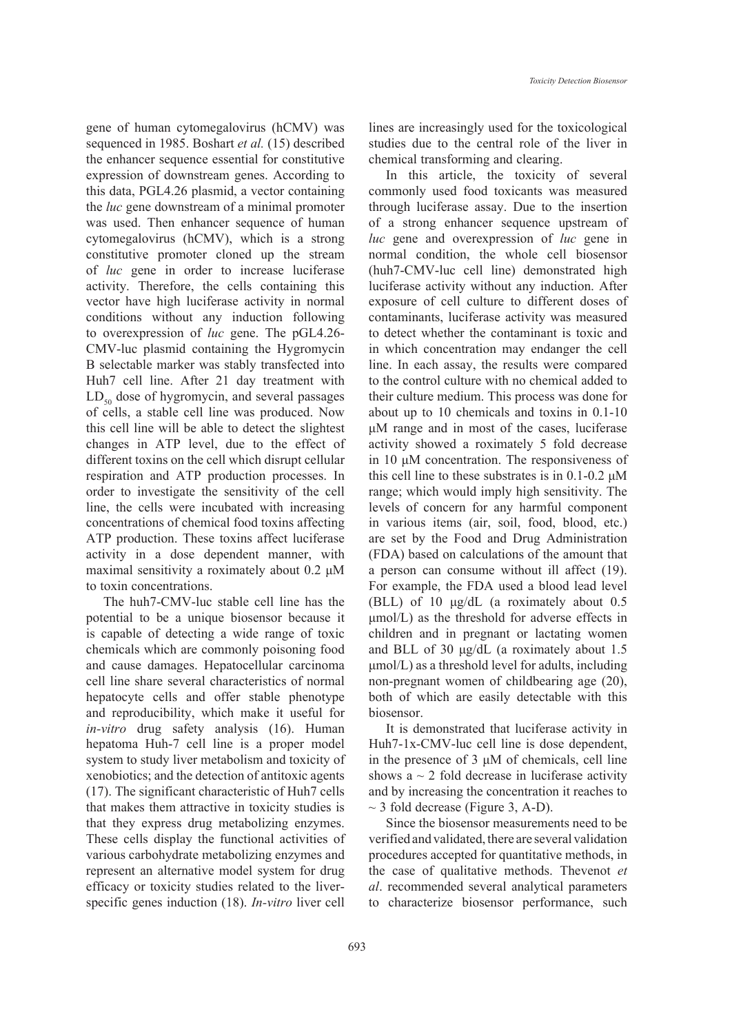gene of human cytomegalovirus (hCMV) was sequenced in 1985. Boshart *et al.* (15) described the enhancer sequence essential for constitutive expression of downstream genes. According to this data, PGL4.26 plasmid, a vector containing the *luc* gene downstream of a minimal promoter was used. Then enhancer sequence of human cytomegalovirus (hCMV), which is a strong constitutive promoter cloned up the stream of *luc* gene in order to increase luciferase activity. Therefore, the cells containing this vector have high luciferase activity in normal conditions without any induction following to overexpression of *luc* gene. The pGL4.26-CMV-luc plasmid containing the Hygromycin B selectable marker was stably transfected into Huh7 cell line. After 21 day treatment with $LD_{50}$ dose of hygromycin, and several passages of cells, a stable cell line was produced. Now this cell line will be able to detect the slightest changes in ATP level, due to the effect of different toxins on the cell which disrupt cellular respiration and ATP production processes. In order to investigate the sensitivity of the cell line, the cells were incubated with increasing concentrations of chemical food toxins affecting ATP production. These toxins affect luciferase activity in a dose dependent manner, with maximal sensitivity a roximately about 0.2 μM to toxin concentrations.

The huh7-CMV-luc stable cell line has the potential to be a unique biosensor because it is capable of detecting a wide range of toxic chemicals which are commonly poisoning food and cause damages. Hepatocellular carcinoma cell line share several characteristics of normal hepatocyte cells and offer stable phenotype and reproducibility, which make it useful for *in-vitro* drug safety analysis (16). Human hepatoma Huh-7 cell line is a proper model system to study liver metabolism and toxicity of xenobiotics; and the detection of antitoxic agents (17). The significant characteristic of Huh7 cells that makes them attractive in toxicity studies is that they express drug metabolizing enzymes. These cells display the functional activities of various carbohydrate metabolizing enzymes and represent an alternative model system for drug efficacy or toxicity studies related to the liver-specific genes induction (18). *In-vitro* liver cell lines are increasingly used for the toxicological studies due to the central role of the liver in chemical transforming and clearing.

In this article, the toxicity of several commonly used food toxicants was measured through luciferase assay. Due to the insertion of a strong enhancer sequence upstream of *luc* gene and overexpression of *luc* gene in normal condition, the whole cell biosensor (huh7-CMV-luc cell line) demonstrated high luciferase activity without any induction. After exposure of cell culture to different doses of contaminants, luciferase activity was measured to detect whether the contaminant is toxic and in which concentration may endanger the cell line. In each assay, the results were compared to the control culture with no chemical added to their culture medium. This process was done for about up to 10 chemicals and toxins in 0.1-10 μM range and in most of the cases, luciferase activity showed a roximately 5 fold decrease in 10 μM concentration. The responsiveness of this cell line to these substrates is in 0.1-0.2 μM range; which would imply high sensitivity. The levels of concern for any harmful component in various items (air, soil, food, blood, etc.) are set by the Food and Drug Administration (FDA) based on calculations of the amount that a person can consume without ill affect (19). For example, the FDA used a blood lead level (BLL) of 10 μg/dL (a roximately about 0.5 μmol/L) as the threshold for adverse effects in children and in pregnant or lactating women and BLL of 30 μg/dL (a roximately about 1.5 μmol/L) as a threshold level for adults, including non-pregnant women of childbearing age (20), both of which are easily detectable with this biosensor.

It is demonstrated that luciferase activity in Huh7-1x-CMV-luc cell line is dose dependent, in the presence of 3 μM of chemicals, cell line shows a ~ 2 fold decrease in luciferase activity and by increasing the concentration it reaches to ~ 3 fold decrease (Figure 3, A-D).

Since the biosensor measurements need to be verified and validated, there are several validation procedures accepted for quantitative methods, in the case of qualitative methods. Thevenot *et al*. recommended several analytical parameters to characterize biosensor performance, such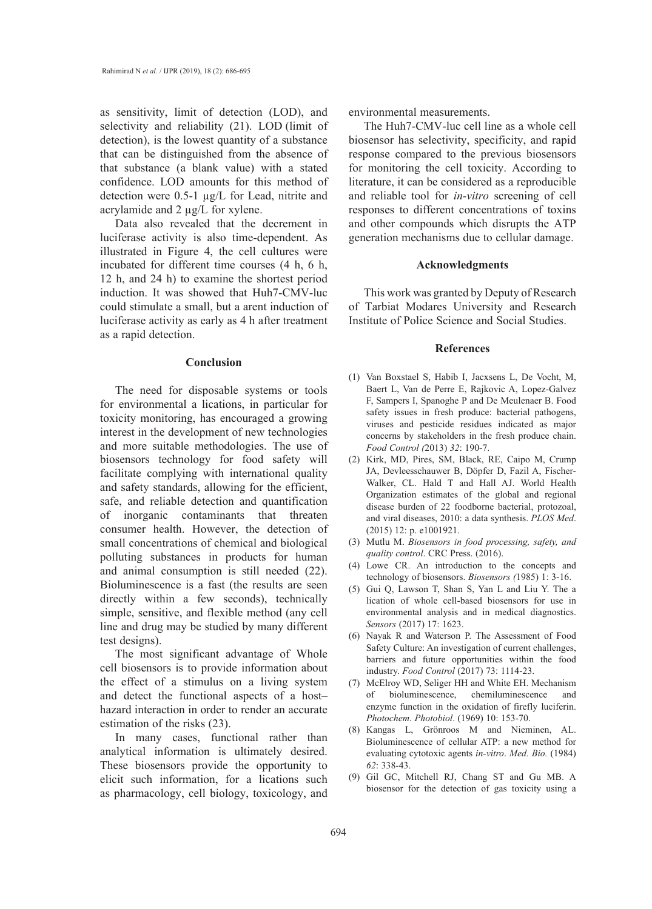as sensitivity, limit of detection (LOD), and selectivity and reliability (21). LOD (limit of detection), is the lowest quantity of a substance that can be distinguished from the absence of that substance (a blank value) with a stated confidence. LOD amounts for this method of detection were 0.5-1 µg/L for Lead, nitrite and acrylamide and 2 µg/L for xylene.

Data also revealed that the decrement in luciferase activity is also time-dependent. As illustrated in Figure 4, the cell cultures were incubated for different time courses (4 h, 6 h, 12 h, and 24 h) to examine the shortest period induction. It was showed that Huh7-CMV-luc could stimulate a small, but a arent induction of luciferase activity as early as 4 h after treatment as a rapid detection.

## Conclusion

The need for disposable systems or tools for environmental a lications, in particular for toxicity monitoring, has encouraged a growing interest in the development of new technologies and more suitable methodologies. The use of biosensors technology for food safety will facilitate complying with international quality and safety standards, allowing for the efficient, safe, and reliable detection and quantification of inorganic contaminants that threaten consumer health. However, the detection of small concentrations of chemical and biological polluting substances in products for human and animal consumption is still needed (22). Bioluminescence is a fast (the results are seen directly within a few seconds), technically simple, sensitive, and flexible method (any cell line and drug may be studied by many different test designs).

The most significant advantage of Whole cell biosensors is to provide information about the effect of a stimulus on a living system and detect the functional aspects of a host–hazard interaction in order to render an accurate estimation of the risks (23).

In many cases, functional rather than analytical information is ultimately desired. These biosensors provide the opportunity to elicit such information, for a lications such as pharmacology, cell biology, toxicology, and environmental measurements.

The Huh7-CMV-luc cell line as a whole cell biosensor has selectivity, specificity, and rapid response compared to the previous biosensors for monitoring the cell toxicity. According to literature, it can be considered as a reproducible and reliable tool for *in-vitro* screening of cell responses to different concentrations of toxins and other compounds which disrupts the ATP generation mechanisms due to cellular damage.

## Acknowledgments

This work was granted by Deputy of Research of Tarbiat Modares University and Research Institute of Police Science and Social Studies.

## References

(1) Van Boxstael S, Habib I, Jacxsens L, De Vocht, M, Baert L, Van de Perre E, Rajkovic A, Lopez-Galvez F, Sampers I, Spanoghe P and De Meulenaer B. Food safety issues in fresh produce: bacterial pathogens, viruses and pesticide residues indicated as major concerns by stakeholders in the fresh produce chain. *Food Control (*2013) *32*: 190-7.

(2) Kirk, MD, Pires, SM, Black, RE, Caipo M, Crump JA, Devleesschauwer B, Döpfer D, Fazil A, Fischer-Walker, CL. Hald T and Hall AJ. World Health Organization estimates of the global and regional disease burden of 22 foodborne bacterial, protozoal, and viral diseases, 2010: a data synthesis. *PLOS Med*. (2015) 12: p. e1001921.

(3) Mutlu M. *Biosensors in food processing, safety, and quality control*. CRC Press. (2016).

(4) Lowe CR. An introduction to the concepts and technology of biosensors. *Biosensors (*1985) 1: 3-16.

(5) Gui Q, Lawson T, Shan S, Yan L and Liu Y. The a lication of whole cell-based biosensors for use in environmental analysis and in medical diagnostics. *Sensors* (2017) 17: 1623.

(6) Nayak R and Waterson P. The Assessment of Food Safety Culture: An investigation of current challenges, barriers and future opportunities within the food industry. *Food Control* (2017) 73: 1114-23.

(7) McElroy WD, Seliger HH and White EH. Mechanism of bioluminescence, chemiluminescence and enzyme function in the oxidation of firefly luciferin. *Photochem. Photobiol*. (1969) 10: 153-70.

(8) Kangas L, Grönroos M and Nieminen, AL. Bioluminescence of cellular ATP: a new method for evaluating cytotoxic agents *in-vitro*. *Med. Bio.* (1984) *62*: 338-43.

(9) Gil GC, Mitchell RJ, Chang ST and Gu MB. A biosensor for the detection of gas toxicity using a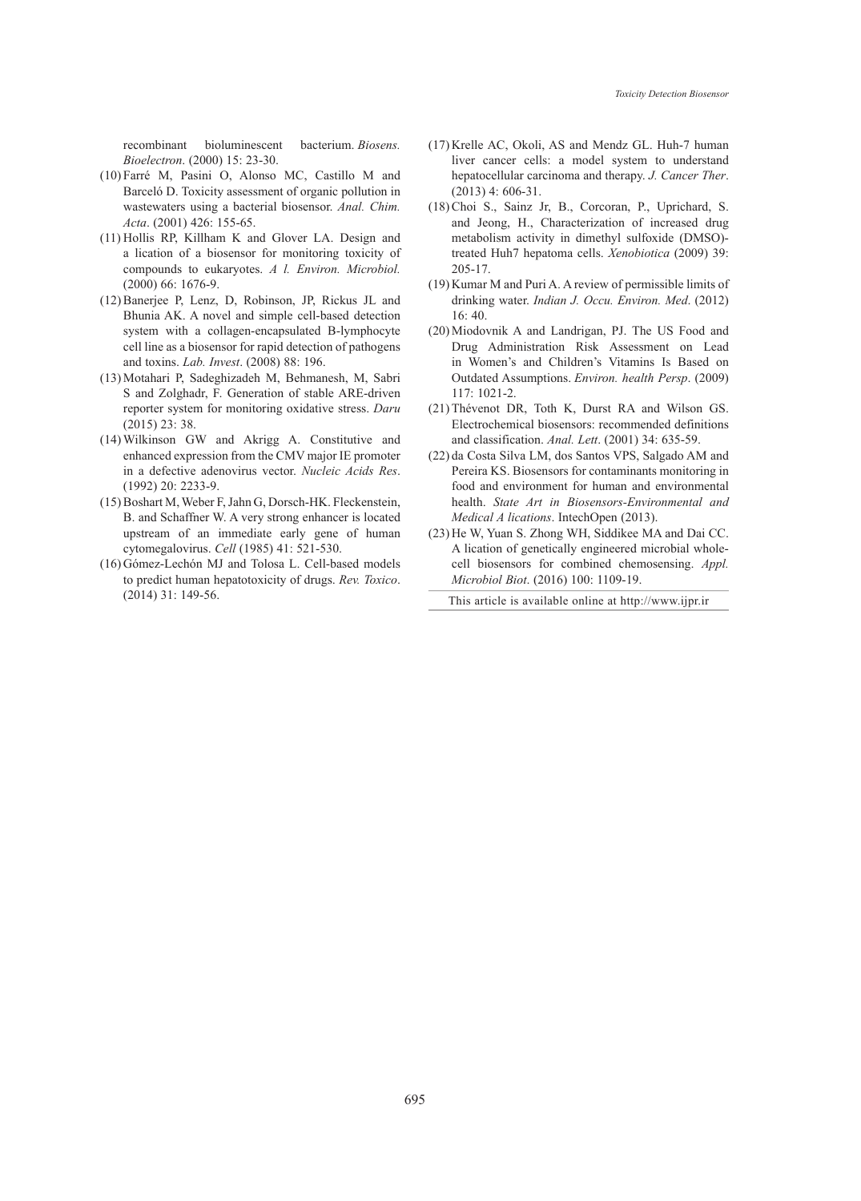recombinant bioluminescent bacterium. *Biosens. Bioelectron*. (2000) 15: 23-30.

(10) Farré M, Pasini O, Alonso MC, Castillo M and Barceló D. Toxicity assessment of organic pollution in wastewaters using a bacterial biosensor. *Anal. Chim. Acta*. (2001) 426: 155-65.

(11) Hollis RP, Killham K and Glover LA. Design and a lication of a biosensor for monitoring toxicity of compounds to eukaryotes. *A l. Environ. Microbiol.* (2000) 66: 1676-9.

(12) Banerjee P, Lenz, D, Robinson, JP, Rickus JL and Bhunia AK. A novel and simple cell-based detection system with a collagen-encapsulated B-lymphocyte cell line as a biosensor for rapid detection of pathogens and toxins. *Lab. Invest*. (2008) 88: 196.

(13) Motahari P, Sadeghizadeh M, Behmanesh, M, Sabri S and Zolghadr, F. Generation of stable ARE-driven reporter system for monitoring oxidative stress. *Daru* (2015) 23: 38.

(14) Wilkinson GW and Akrigg A. Constitutive and enhanced expression from the CMV major IE promoter in a defective adenovirus vector. *Nucleic Acids Res*. (1992) 20: 2233-9.

(15) Boshart M, Weber F, Jahn G, Dorsch-HK. Fleckenstein, B. and Schaffner W. A very strong enhancer is located upstream of an immediate early gene of human cytomegalovirus. *Cell* (1985) 41: 521-530.

(16) Gómez-Lechón MJ and Tolosa L. Cell-based models to predict human hepatotoxicity of drugs. *Rev. Toxico*. (2014) 31: 149-56.

(17) Krelle AC, Okoli, AS and Mendz GL. Huh-7 human liver cancer cells: a model system to understand hepatocellular carcinoma and therapy. *J. Cancer Ther*. (2013) 4: 606-31.

(18) Choi S., Sainz Jr, B., Corcoran, P., Uprichard, S. and Jeong, H., Characterization of increased drug metabolism activity in dimethyl sulfoxide (DMSO)-treated Huh7 hepatoma cells. *Xenobiotica* (2009) 39: 205-17.

(19) Kumar M and Puri A. A review of permissible limits of drinking water. *Indian J. Occu. Environ. Med*. (2012) 16: 40.

(20) Miodovnik A and Landrigan, PJ. The US Food and Drug Administration Risk Assessment on Lead in Women's and Children's Vitamins Is Based on Outdated Assumptions. *Environ. health Persp*. (2009) 117: 1021-2.

(21) Thévenot DR, Toth K, Durst RA and Wilson GS. Electrochemical biosensors: recommended definitions and classification. *Anal. Lett*. (2001) 34: 635-59.

(22) da Costa Silva LM, dos Santos VPS, Salgado AM and Pereira KS. Biosensors for contaminants monitoring in food and environment for human and environmental health. *State Art in Biosensors-Environmental and Medical A lications*. IntechOpen (2013).

(23) He W, Yuan S. Zhong WH, Siddikee MA and Dai CC. A lication of genetically engineered microbial whole-cell biosensors for combined chemosensing. *Appl. Microbiol Biot*. (2016) 100: 1109-19.

This article is available online at http://www.ijpr.ir